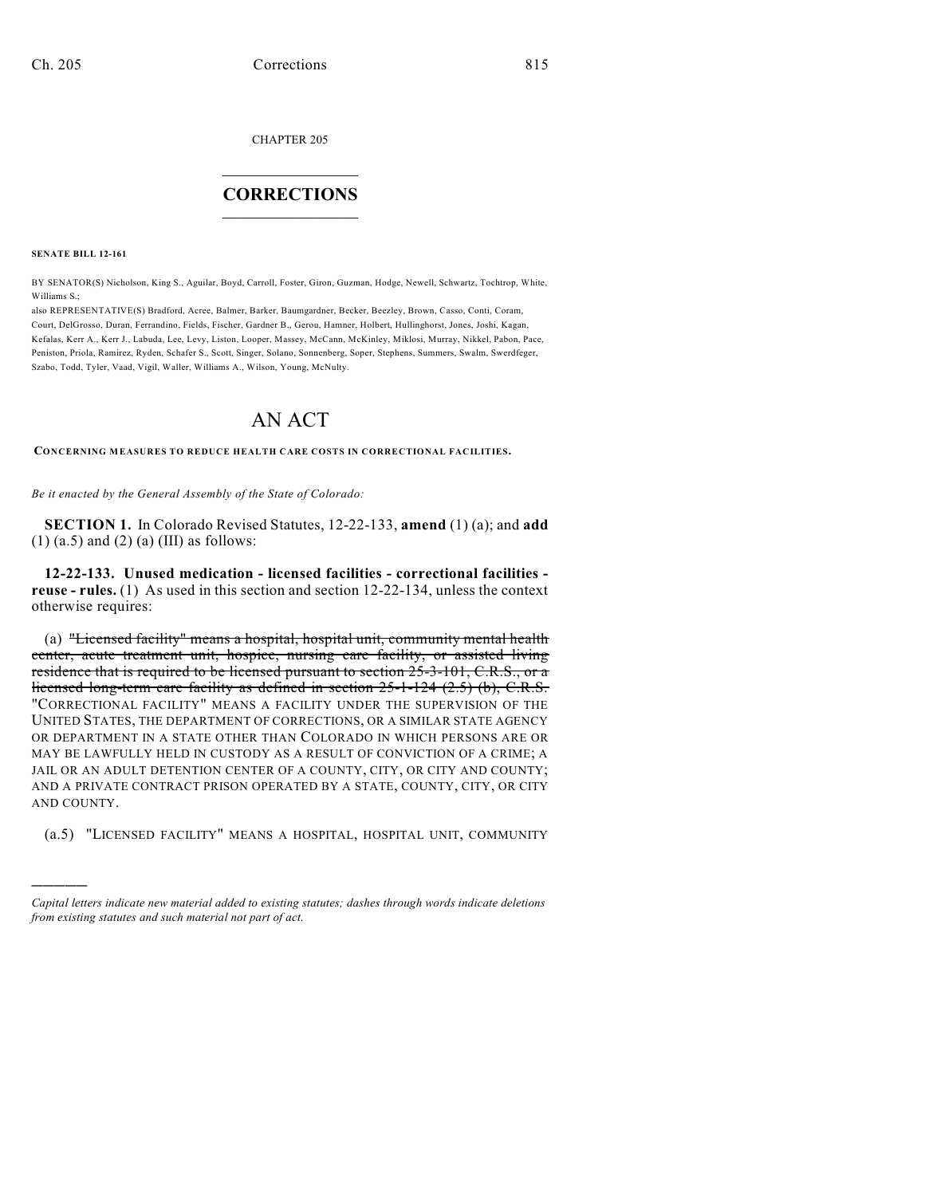CHAPTER 205

## CORRECTIONS

**SENATE BILL 12-161**

BY SENATOR(S) Nicholson, King S., Aguilar, Boyd, Carroll, Foster, Giron, Guzman, Hodge, Newell, Schwartz, Tochtrop, White, Williams S.;
also REPRESENTATIVE(S) Bradford, Acree, Balmer, Barker, Baumgardner, Becker, Beezley, Brown, Casso, Conti, Coram, Court, DelGrosso, Duran, Ferrandino, Fields, Fischer, Gardner B., Gerou, Hamner, Holbert, Hullinghorst, Jones, Joshi, Kagan, Kefalas, Kerr A., Kerr J., Labuda, Lee, Levy, Liston, Looper, Massey, McCann, McKinley, Miklosi, Murray, Nikkel, Pabon, Pace, Peniston, Priola, Ramirez, Ryden, Schafer S., Scott, Singer, Solano, Sonnenberg, Soper, Stephens, Summers, Swalm, Swerdfeger, Szabo, Todd, Tyler, Vaad, Vigil, Waller, Williams A., Wilson, Young, McNulty.

# AN ACT

**CONCERNING MEASURES TO REDUCE HEALTH CARE COSTS IN CORRECTIONAL FACILITIES.**

*Be it enacted by the General Assembly of the State of Colorado:*

**SECTION 1.** In Colorado Revised Statutes, 12-22-133, **amend** (1) (a); and **add** (1) (a.5) and (2) (a) (III) as follows:

**12-22-133. Unused medication - licensed facilities - correctional facilities - reuse - rules.** (1) As used in this section and section 12-22-134, unless the context otherwise requires:

(a) ~~"Licensed facility" means a hospital, hospital unit, community mental health center, acute treatment unit, hospice, nursing care facility, or assisted living residence that is required to be licensed pursuant to section 25-3-101, C.R.S., or a licensed long-term care facility as defined in section 25-1-124 (2.5) (b), C.R.S.~~ "CORRECTIONAL FACILITY" MEANS A FACILITY UNDER THE SUPERVISION OF THE UNITED STATES, THE DEPARTMENT OF CORRECTIONS, OR A SIMILAR STATE AGENCY OR DEPARTMENT IN A STATE OTHER THAN COLORADO IN WHICH PERSONS ARE OR MAY BE LAWFULLY HELD IN CUSTODY AS A RESULT OF CONVICTION OF A CRIME; A JAIL OR AN ADULT DETENTION CENTER OF A COUNTY, CITY, OR CITY AND COUNTY; AND A PRIVATE CONTRACT PRISON OPERATED BY A STATE, COUNTY, CITY, OR CITY AND COUNTY.

(a.5) "LICENSED FACILITY" MEANS A HOSPITAL, HOSPITAL UNIT, COMMUNITY

---

*Capital letters indicate new material added to existing statutes; dashes through words indicate deletions from existing statutes and such material not part of act.*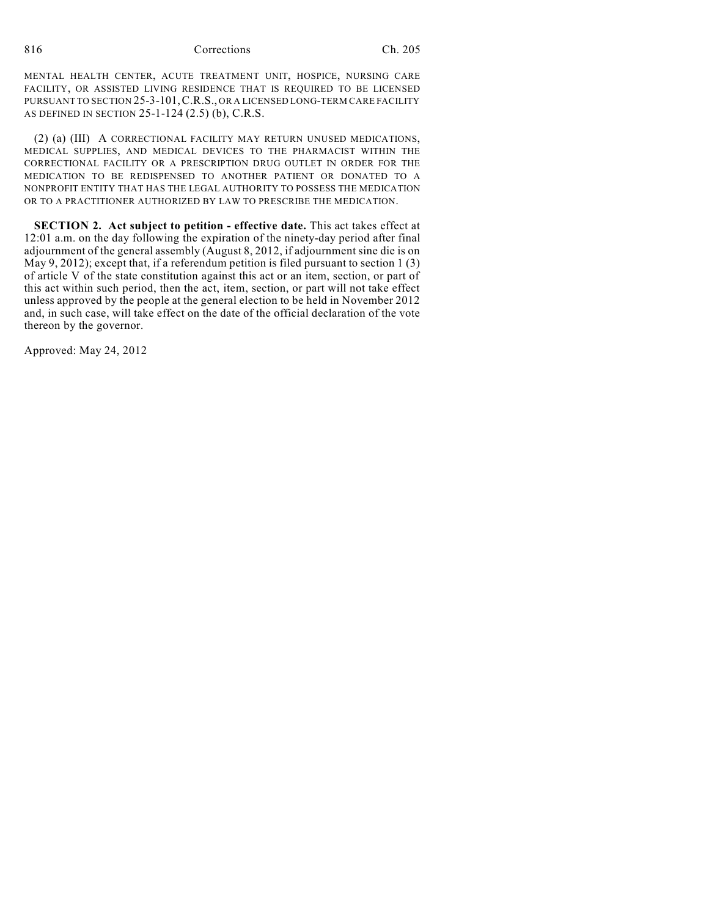MENTAL HEALTH CENTER, ACUTE TREATMENT UNIT, HOSPICE, NURSING CARE FACILITY, OR ASSISTED LIVING RESIDENCE THAT IS REQUIRED TO BE LICENSED PURSUANT TO SECTION 25-3-101, C.R.S., OR A LICENSED LONG-TERM CARE FACILITY AS DEFINED IN SECTION 25-1-124 (2.5) (b), C.R.S.

(2) (a) (III) A CORRECTIONAL FACILITY MAY RETURN UNUSED MEDICATIONS, MEDICAL SUPPLIES, AND MEDICAL DEVICES TO THE PHARMACIST WITHIN THE CORRECTIONAL FACILITY OR A PRESCRIPTION DRUG OUTLET IN ORDER FOR THE MEDICATION TO BE REDISPENSED TO ANOTHER PATIENT OR DONATED TO A NONPROFIT ENTITY THAT HAS THE LEGAL AUTHORITY TO POSSESS THE MEDICATION OR TO A PRACTITIONER AUTHORIZED BY LAW TO PRESCRIBE THE MEDICATION.

**SECTION 2. Act subject to petition - effective date.** This act takes effect at 12:01 a.m. on the day following the expiration of the ninety-day period after final adjournment of the general assembly (August 8, 2012, if adjournment sine die is on May 9, 2012); except that, if a referendum petition is filed pursuant to section 1 (3) of article V of the state constitution against this act or an item, section, or part of this act within such period, then the act, item, section, or part will not take effect unless approved by the people at the general election to be held in November 2012 and, in such case, will take effect on the date of the official declaration of the vote thereon by the governor.

Approved: May 24, 2012